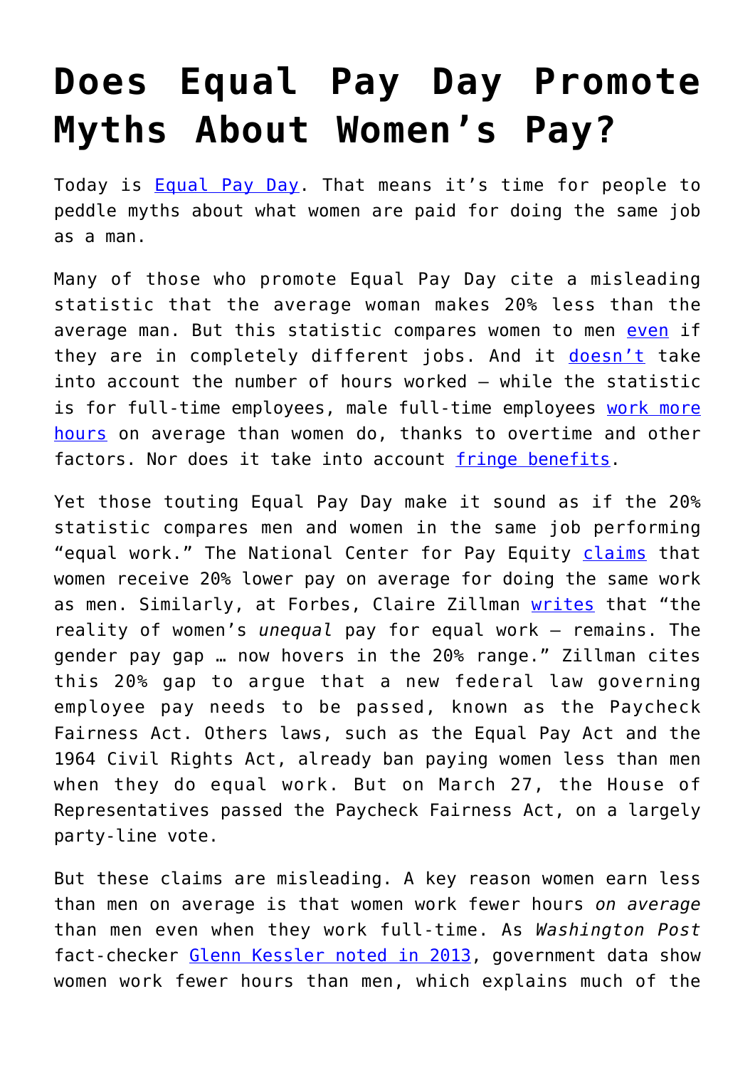# Does Equal Pay Day Promote Myths About Women's Pay?

Today is Equal Pay Day. That means it's time for people to peddle myths about what women are paid for doing the same job as a man.

Many of those who promote Equal Pay Day cite a misleading statistic that the average woman makes 20% less than the average man. But this statistic compares women to men even if they are in completely different jobs. And it doesn't take into account the number of hours worked — while the statistic is for full-time employees, male full-time employees work more hours on average than women do, thanks to overtime and other factors. Nor does it take into account fringe benefits.

Yet those touting Equal Pay Day make it sound as if the 20% statistic compares men and women in the same job performing "equal work." The National Center for Pay Equity claims that women receive 20% lower pay on average for doing the same work as men. Similarly, at Forbes, Claire Zillman writes that "the reality of women's *unequal* pay for equal work — remains. The gender pay gap … now hovers in the 20% range." Zillman cites this 20% gap to argue that a new federal law governing employee pay needs to be passed, known as the Paycheck Fairness Act. Others laws, such as the Equal Pay Act and the 1964 Civil Rights Act, already ban paying women less than men when they do equal work. But on March 27, the House of Representatives passed the Paycheck Fairness Act, on a largely party-line vote.

But these claims are misleading. A key reason women earn less than men on average is that women work fewer hours *on average* than men even when they work full-time. As *Washington Post* fact-checker Glenn Kessler noted in 2013, government data show women work fewer hours than men, which explains much of the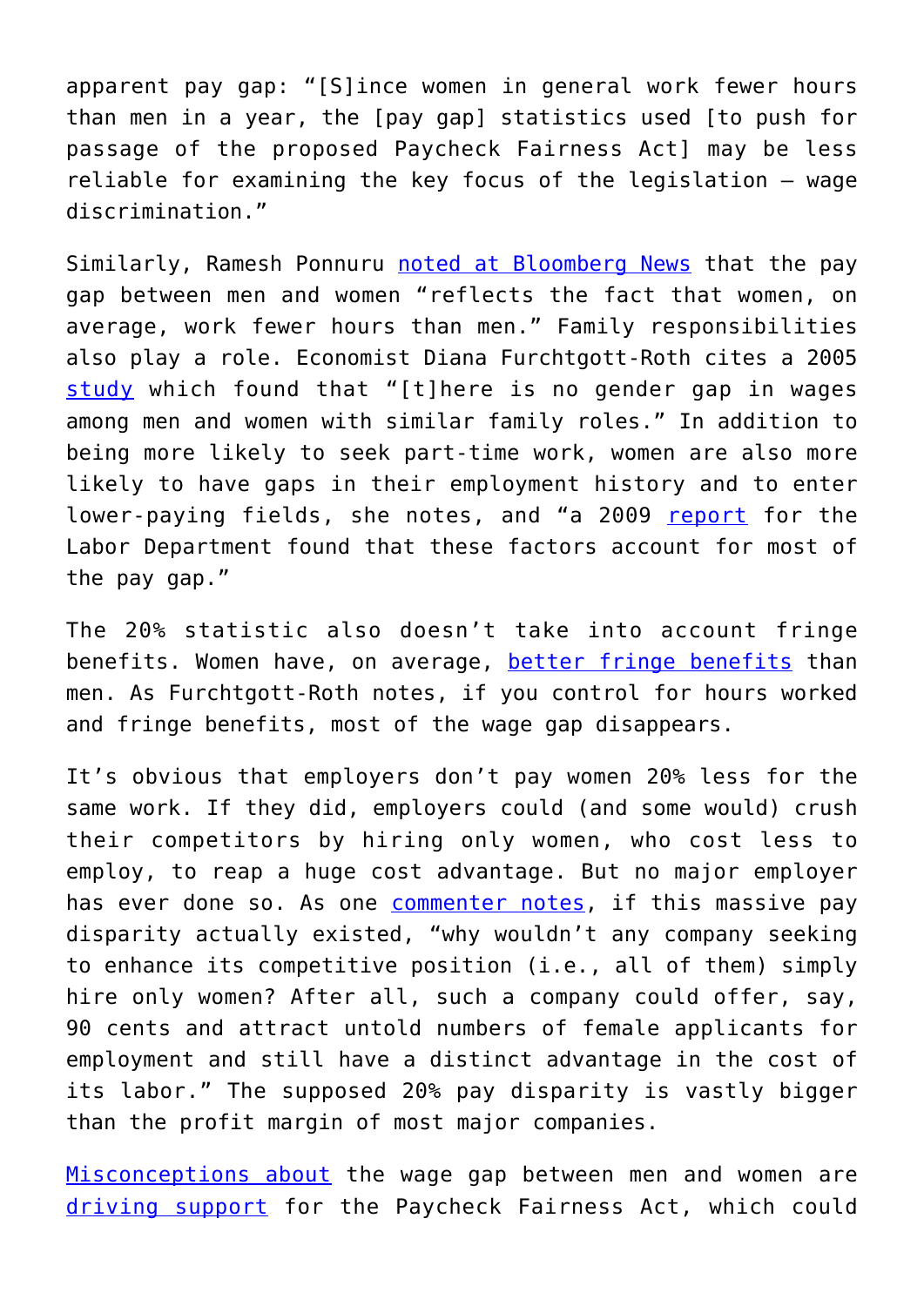apparent pay gap: "[S]ince women in general work fewer hours than men in a year, the [pay gap] statistics used [to push for passage of the proposed Paycheck Fairness Act] may be less reliable for examining the key focus of the legislation — wage discrimination."

Similarly, Ramesh Ponnuru noted at Bloomberg News that the pay gap between men and women "reflects the fact that women, on average, work fewer hours than men." Family responsibilities also play a role. Economist Diana Furchtgott-Roth cites a 2005 study which found that "[t]here is no gender gap in wages among men and women with similar family roles." In addition to being more likely to seek part-time work, women are also more likely to have gaps in their employment history and to enter lower-paying fields, she notes, and "a 2009 report for the Labor Department found that these factors account for most of the pay gap."

The 20% statistic also doesn't take into account fringe benefits. Women have, on average, better fringe benefits than men. As Furchtgott-Roth notes, if you control for hours worked and fringe benefits, most of the wage gap disappears.

It's obvious that employers don't pay women 20% less for the same work. If they did, employers could (and some would) crush their competitors by hiring only women, who cost less to employ, to reap a huge cost advantage. But no major employer has ever done so. As one commenter notes, if this massive pay disparity actually existed, "why wouldn't any company seeking to enhance its competitive position (i.e., all of them) simply hire only women? After all, such a company could offer, say, 90 cents and attract untold numbers of female applicants for employment and still have a distinct advantage in the cost of its labor." The supposed 20% pay disparity is vastly bigger than the profit margin of most major companies.

Misconceptions about the wage gap between men and women are driving support for the Paycheck Fairness Act, which could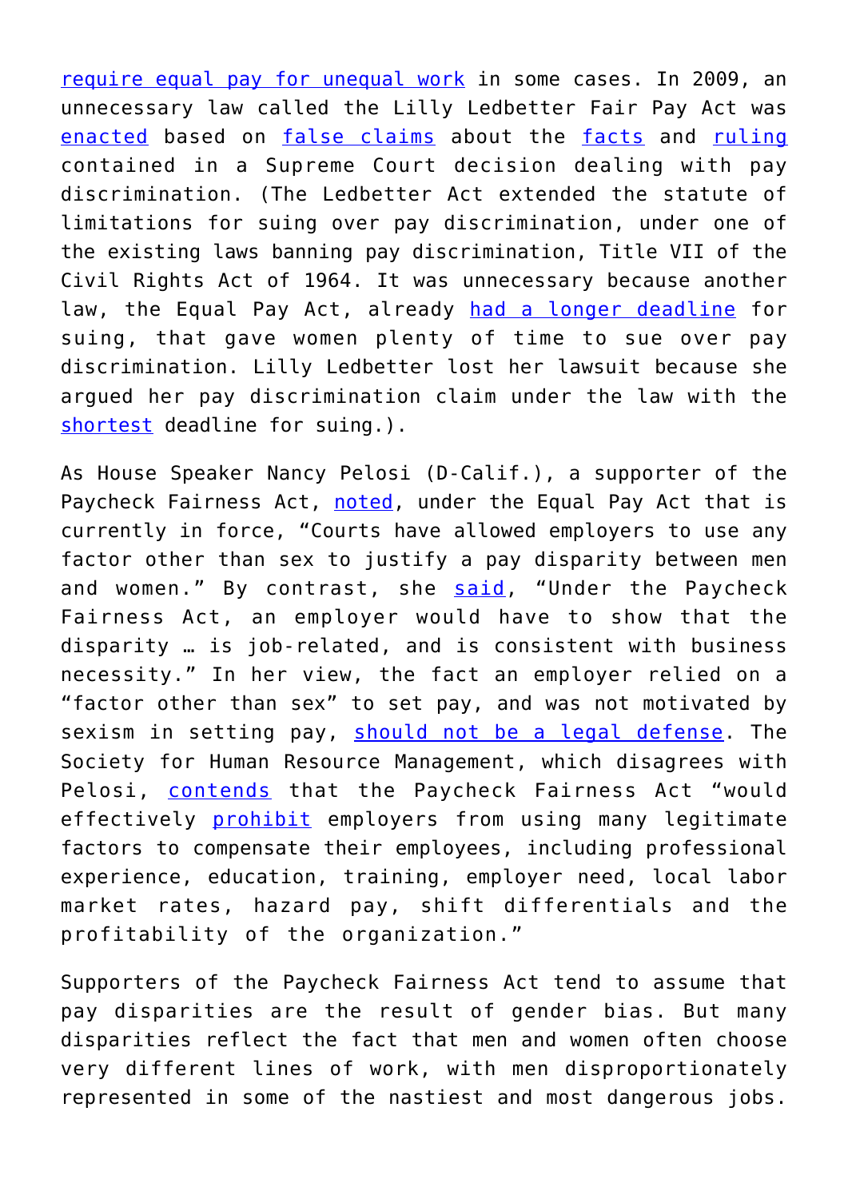require equal pay for unequal work in some cases. In 2009, an unnecessary law called the Lilly Ledbetter Fair Pay Act was enacted based on false claims about the facts and ruling contained in a Supreme Court decision dealing with pay discrimination. (The Ledbetter Act extended the statute of limitations for suing over pay discrimination, under one of the existing laws banning pay discrimination, Title VII of the Civil Rights Act of 1964. It was unnecessary because another law, the Equal Pay Act, already had a longer deadline for suing, that gave women plenty of time to sue over pay discrimination. Lilly Ledbetter lost her lawsuit because she argued her pay discrimination claim under the law with the shortest deadline for suing.).

As House Speaker Nancy Pelosi (D-Calif.), a supporter of the Paycheck Fairness Act, noted, under the Equal Pay Act that is currently in force, "Courts have allowed employers to use any factor other than sex to justify a pay disparity between men and women." By contrast, she said, "Under the Paycheck Fairness Act, an employer would have to show that the disparity … is job-related, and is consistent with business necessity." In her view, the fact an employer relied on a "factor other than sex" to set pay, and was not motivated by sexism in setting pay, should not be a legal defense. The Society for Human Resource Management, which disagrees with Pelosi, contends that the Paycheck Fairness Act "would effectively prohibit employers from using many legitimate factors to compensate their employees, including professional experience, education, training, employer need, local labor market rates, hazard pay, shift differentials and the profitability of the organization."

Supporters of the Paycheck Fairness Act tend to assume that pay disparities are the result of gender bias. But many disparities reflect the fact that men and women often choose very different lines of work, with men disproportionately represented in some of the nastiest and most dangerous jobs.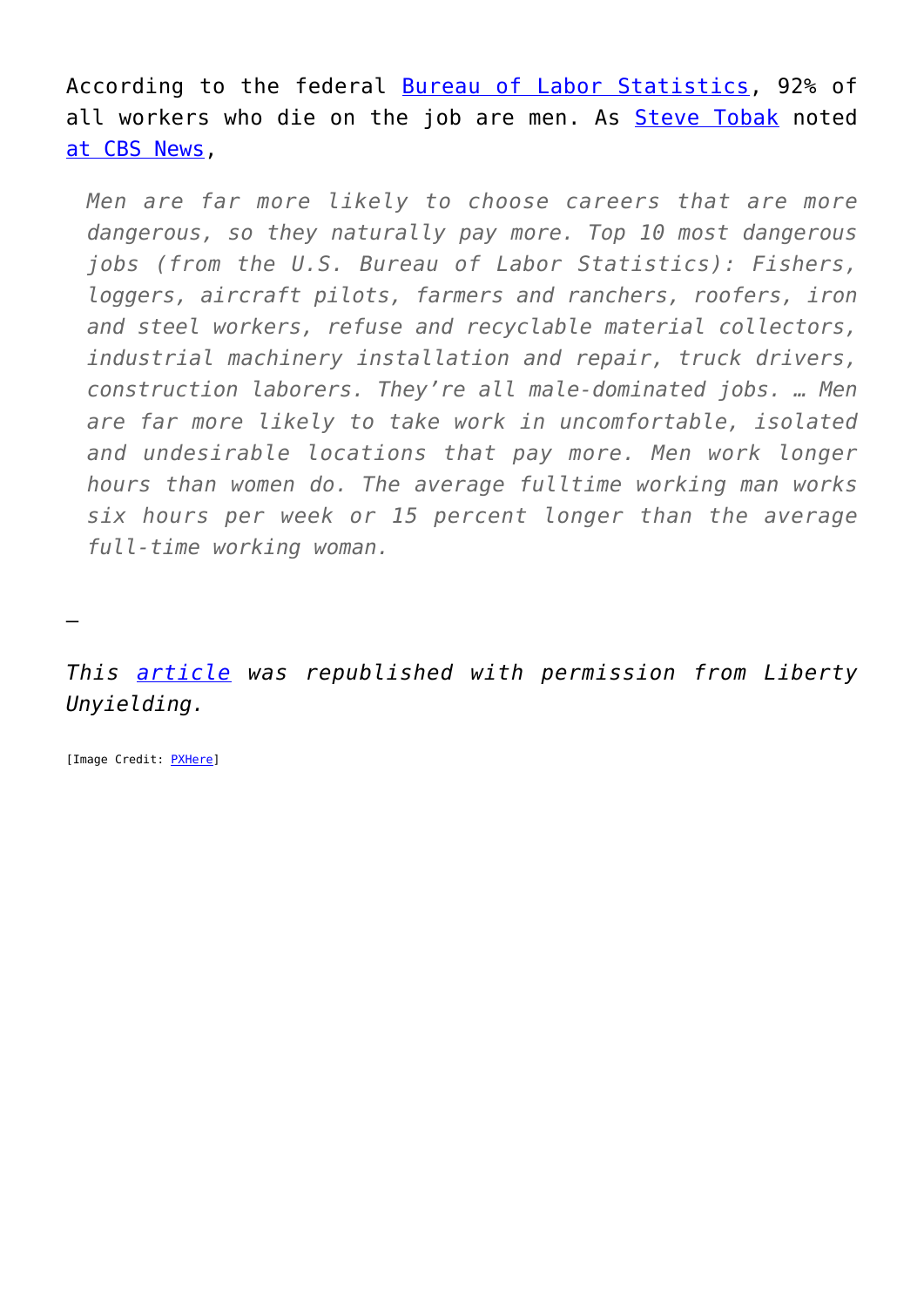According to the federal Bureau of Labor Statistics, 92% of all workers who die on the job are men. As Steve Tobak noted at CBS News,

> *Men are far more likely to choose careers that are more dangerous, so they naturally pay more. Top 10 most dangerous jobs (from the U.S. Bureau of Labor Statistics): Fishers, loggers, aircraft pilots, farmers and ranchers, roofers, iron and steel workers, refuse and recyclable material collectors, industrial machinery installation and repair, truck drivers, construction laborers. They're all male-dominated jobs. … Men are far more likely to take work in uncomfortable, isolated and undesirable locations that pay more. Men work longer hours than women do. The average fulltime working man works six hours per week or 15 percent longer than the average full-time working woman.*

—

*This article was republished with permission from Liberty Unyielding.*

[Image Credit: PXHere]